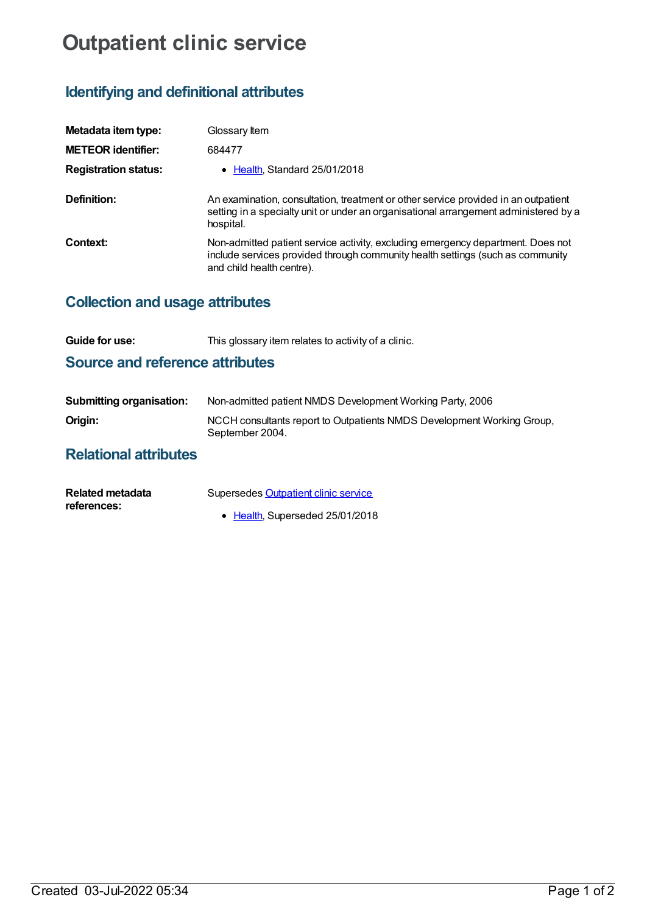# Outpatient clinic service

## Identifying and definitional attributes

| | |
|---|---|
| **Metadata item type:** | Glossary Item |
| **METEOR identifier:** | 684477 |
| **Registration status:** | • Health, Standard 25/01/2018 |
| **Definition:** | An examination, consultation, treatment or other service provided in an outpatient setting in a specialty unit or under an organisational arrangement administered by a hospital. |
| **Context:** | Non-admitted patient service activity, excluding emergency department. Does not include services provided through community health settings (such as community and child health centre). |

## Collection and usage attributes

| | |
|---|---|
| **Guide for use:** | This glossary item relates to activity of a clinic. |

## Source and reference attributes

| | |
|---|---|
| **Submitting organisation:** | Non-admitted patient NMDS Development Working Party, 2006 |
| **Origin:** | NCCH consultants report to Outpatients NMDS Development Working Group, September 2004. |

## Relational attributes

| | |
|---|---|
| **Related metadata references:** | Supersedes Outpatient clinic service<br>• Health, Superseded 25/01/2018 |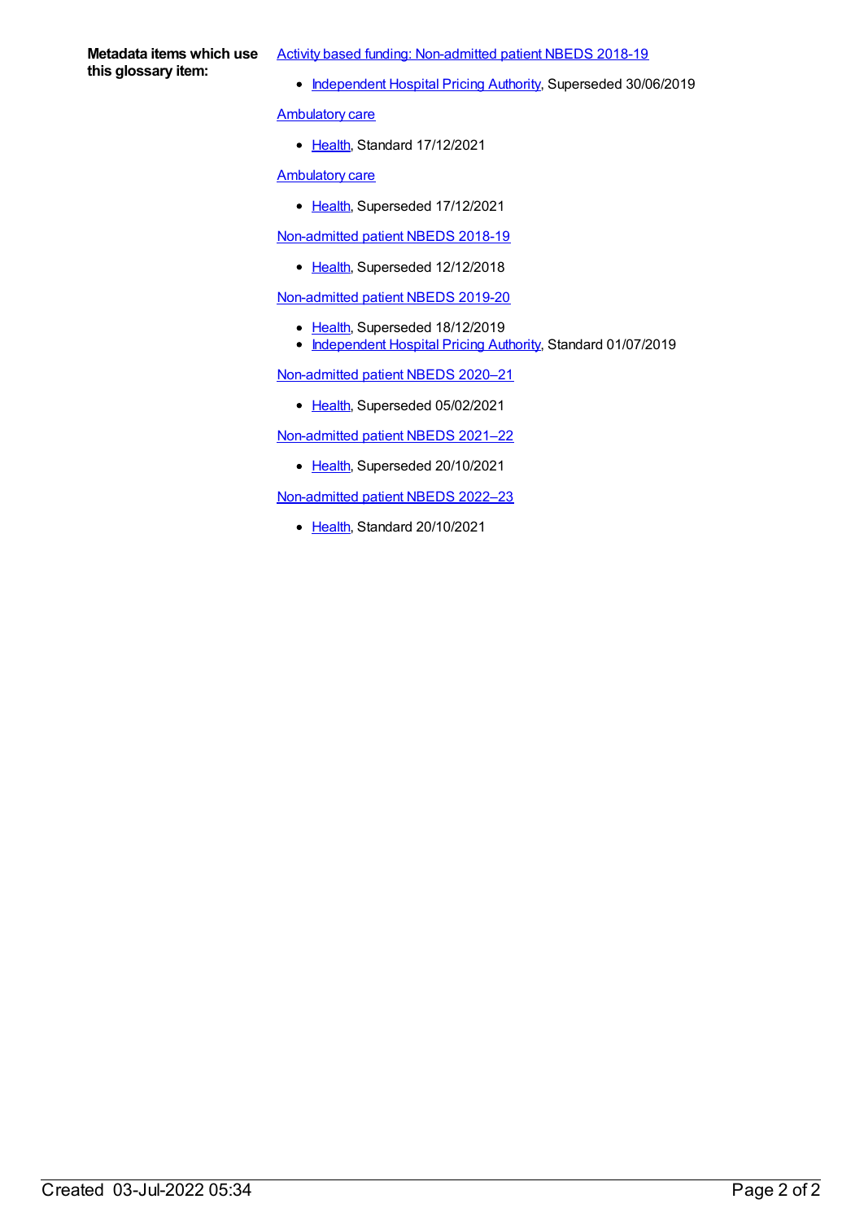**Metadata items which use this glossary item:**

Activity based funding: Non-admitted patient NBEDS 2018-19

- Independent Hospital Pricing Authority, Superseded 30/06/2019

Ambulatory care

- Health, Standard 17/12/2021

Ambulatory care

- Health, Superseded 17/12/2021

Non-admitted patient NBEDS 2018-19

- Health, Superseded 12/12/2018

Non-admitted patient NBEDS 2019-20

- Health, Superseded 18/12/2019
- Independent Hospital Pricing Authority, Standard 01/07/2019

Non-admitted patient NBEDS 2020–21

- Health, Superseded 05/02/2021

Non-admitted patient NBEDS 2021–22

- Health, Superseded 20/10/2021

Non-admitted patient NBEDS 2022–23

- Health, Standard 20/10/2021

Created 03-Jul-2022 05:34